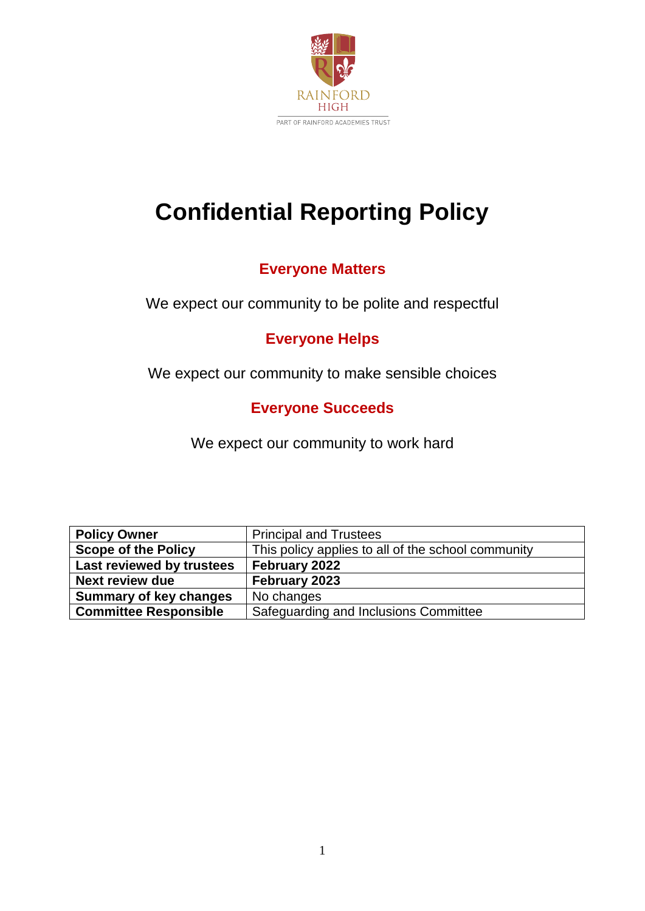RAINFORD
HIGH
PART OF RAINFORD ACADEMIES TRUST

# Confidential Reporting Policy

## Everyone Matters

We expect our community to be polite and respectful

## Everyone Helps

We expect our community to make sensible choices

## Everyone Succeeds

We expect our community to work hard

| **Policy Owner** | Principal and Trustees |
|---|---|
| **Scope of the Policy** | This policy applies to all of the school community |
| **Last reviewed by trustees** | **February 2022** |
| **Next review due** | **February 2023** |
| **Summary of key changes** | No changes |
| **Committee Responsible** | Safeguarding and Inclusions Committee |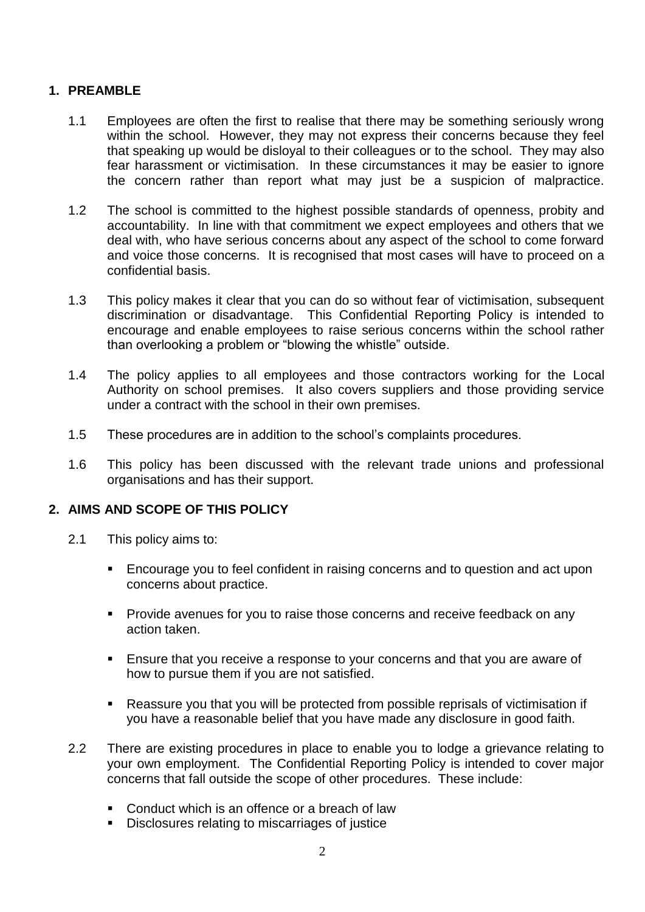## 1. PREAMBLE

1.1 Employees are often the first to realise that there may be something seriously wrong within the school. However, they may not express their concerns because they feel that speaking up would be disloyal to their colleagues or to the school. They may also fear harassment or victimisation. In these circumstances it may be easier to ignore the concern rather than report what may just be a suspicion of malpractice.

1.2 The school is committed to the highest possible standards of openness, probity and accountability. In line with that commitment we expect employees and others that we deal with, who have serious concerns about any aspect of the school to come forward and voice those concerns. It is recognised that most cases will have to proceed on a confidential basis.

1.3 This policy makes it clear that you can do so without fear of victimisation, subsequent discrimination or disadvantage. This Confidential Reporting Policy is intended to encourage and enable employees to raise serious concerns within the school rather than overlooking a problem or "blowing the whistle" outside.

1.4 The policy applies to all employees and those contractors working for the Local Authority on school premises. It also covers suppliers and those providing service under a contract with the school in their own premises.

1.5 These procedures are in addition to the school's complaints procedures.

1.6 This policy has been discussed with the relevant trade unions and professional organisations and has their support.

## 2. AIMS AND SCOPE OF THIS POLICY

2.1 This policy aims to:

- Encourage you to feel confident in raising concerns and to question and act upon concerns about practice.
- Provide avenues for you to raise those concerns and receive feedback on any action taken.
- Ensure that you receive a response to your concerns and that you are aware of how to pursue them if you are not satisfied.
- Reassure you that you will be protected from possible reprisals of victimisation if you have a reasonable belief that you have made any disclosure in good faith.

2.2 There are existing procedures in place to enable you to lodge a grievance relating to your own employment. The Confidential Reporting Policy is intended to cover major concerns that fall outside the scope of other procedures. These include:

- Conduct which is an offence or a breach of law
- Disclosures relating to miscarriages of justice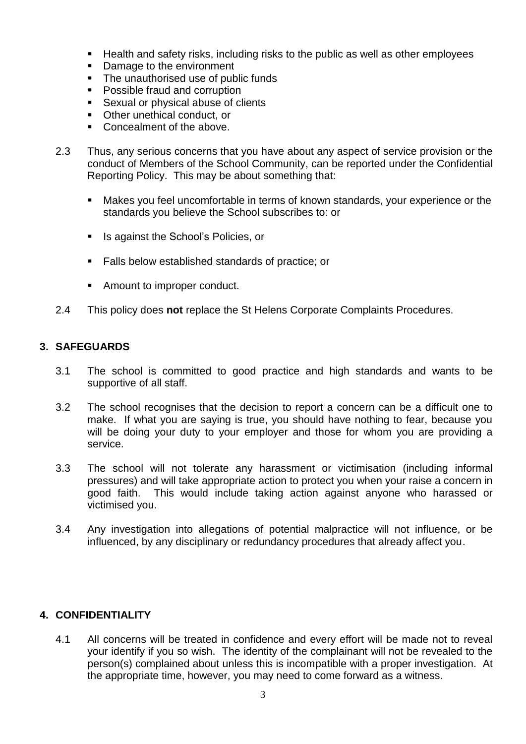- Health and safety risks, including risks to the public as well as other employees
- Damage to the environment
- The unauthorised use of public funds
- Possible fraud and corruption
- Sexual or physical abuse of clients
- Other unethical conduct, or
- Concealment of the above.

2.3 Thus, any serious concerns that you have about any aspect of service provision or the conduct of Members of the School Community, can be reported under the Confidential Reporting Policy. This may be about something that:

- Makes you feel uncomfortable in terms of known standards, your experience or the standards you believe the School subscribes to: or
- Is against the School's Policies, or
- Falls below established standards of practice; or
- Amount to improper conduct.

2.4 This policy does **not** replace the St Helens Corporate Complaints Procedures.

## 3. SAFEGUARDS

3.1 The school is committed to good practice and high standards and wants to be supportive of all staff.

3.2 The school recognises that the decision to report a concern can be a difficult one to make. If what you are saying is true, you should have nothing to fear, because you will be doing your duty to your employer and those for whom you are providing a service.

3.3 The school will not tolerate any harassment or victimisation (including informal pressures) and will take appropriate action to protect you when your raise a concern in good faith. This would include taking action against anyone who harassed or victimised you.

3.4 Any investigation into allegations of potential malpractice will not influence, or be influenced, by any disciplinary or redundancy procedures that already affect you.

## 4. CONFIDENTIALITY

4.1 All concerns will be treated in confidence and every effort will be made not to reveal your identify if you so wish. The identity of the complainant will not be revealed to the person(s) complained about unless this is incompatible with a proper investigation. At the appropriate time, however, you may need to come forward as a witness.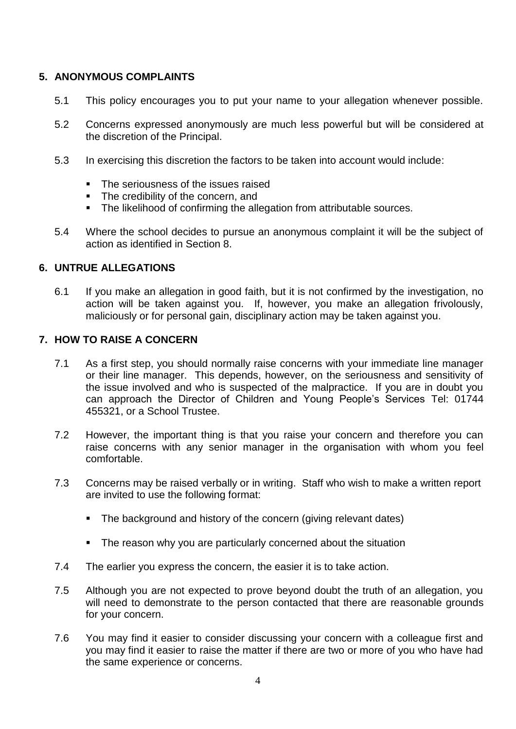## 5. ANONYMOUS COMPLAINTS

5.1 This policy encourages you to put your name to your allegation whenever possible.

5.2 Concerns expressed anonymously are much less powerful but will be considered at the discretion of the Principal.

5.3 In exercising this discretion the factors to be taken into account would include:

- The seriousness of the issues raised
- The credibility of the concern, and
- The likelihood of confirming the allegation from attributable sources.

5.4 Where the school decides to pursue an anonymous complaint it will be the subject of action as identified in Section 8.

## 6. UNTRUE ALLEGATIONS

6.1 If you make an allegation in good faith, but it is not confirmed by the investigation, no action will be taken against you. If, however, you make an allegation frivolously, maliciously or for personal gain, disciplinary action may be taken against you.

## 7. HOW TO RAISE A CONCERN

7.1 As a first step, you should normally raise concerns with your immediate line manager or their line manager. This depends, however, on the seriousness and sensitivity of the issue involved and who is suspected of the malpractice. If you are in doubt you can approach the Director of Children and Young People's Services Tel: 01744 455321, or a School Trustee.

7.2 However, the important thing is that you raise your concern and therefore you can raise concerns with any senior manager in the organisation with whom you feel comfortable.

7.3 Concerns may be raised verbally or in writing. Staff who wish to make a written report are invited to use the following format:

- The background and history of the concern (giving relevant dates)
- The reason why you are particularly concerned about the situation

7.4 The earlier you express the concern, the easier it is to take action.

7.5 Although you are not expected to prove beyond doubt the truth of an allegation, you will need to demonstrate to the person contacted that there are reasonable grounds for your concern.

7.6 You may find it easier to consider discussing your concern with a colleague first and you may find it easier to raise the matter if there are two or more of you who have had the same experience or concerns.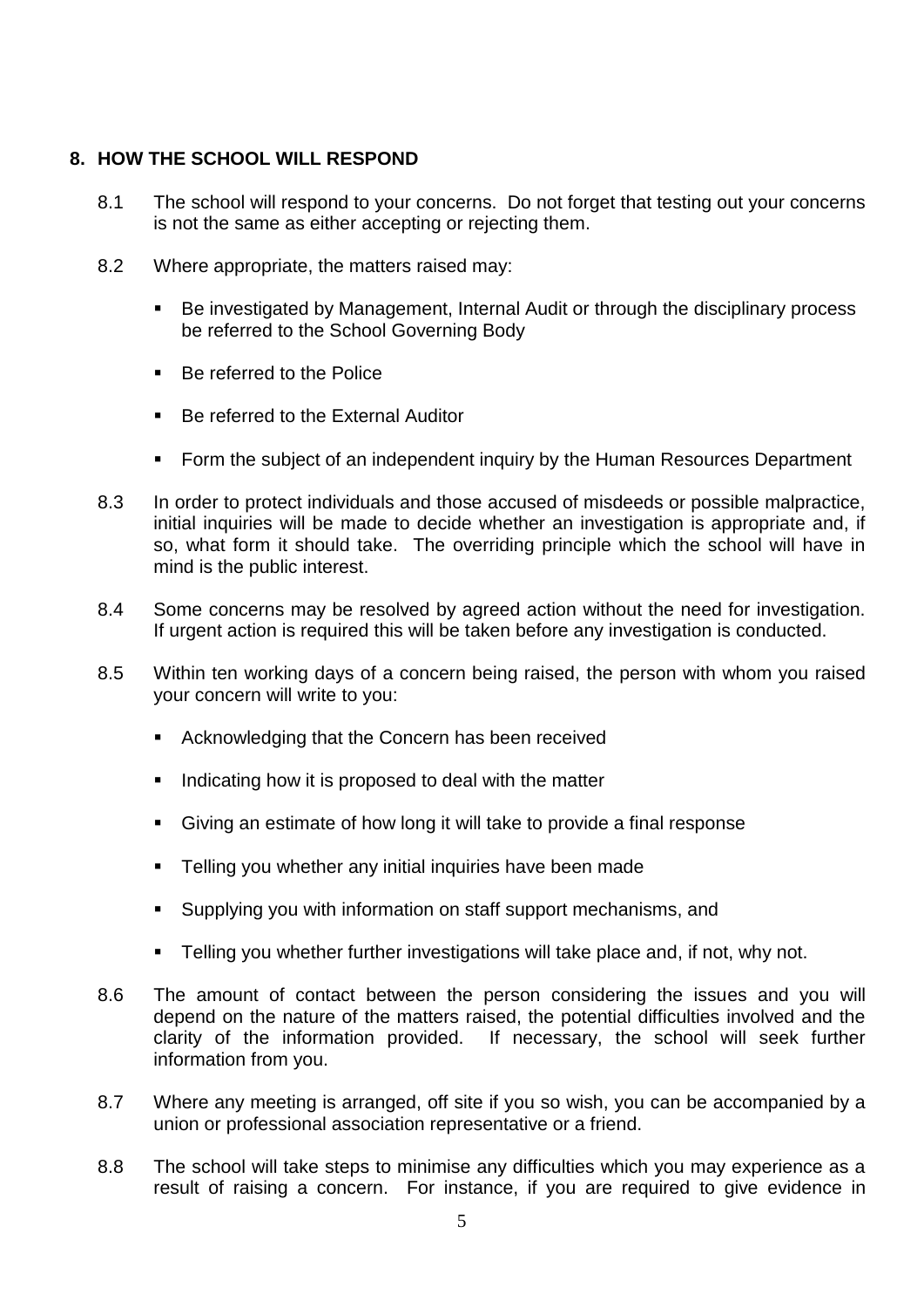## 8. HOW THE SCHOOL WILL RESPOND

8.1 The school will respond to your concerns. Do not forget that testing out your concerns is not the same as either accepting or rejecting them.

8.2 Where appropriate, the matters raised may:

- Be investigated by Management, Internal Audit or through the disciplinary process be referred to the School Governing Body
- Be referred to the Police
- Be referred to the External Auditor
- Form the subject of an independent inquiry by the Human Resources Department

8.3 In order to protect individuals and those accused of misdeeds or possible malpractice, initial inquiries will be made to decide whether an investigation is appropriate and, if so, what form it should take. The overriding principle which the school will have in mind is the public interest.

8.4 Some concerns may be resolved by agreed action without the need for investigation. If urgent action is required this will be taken before any investigation is conducted.

8.5 Within ten working days of a concern being raised, the person with whom you raised your concern will write to you:

- Acknowledging that the Concern has been received
- Indicating how it is proposed to deal with the matter
- Giving an estimate of how long it will take to provide a final response
- Telling you whether any initial inquiries have been made
- Supplying you with information on staff support mechanisms, and
- Telling you whether further investigations will take place and, if not, why not.

8.6 The amount of contact between the person considering the issues and you will depend on the nature of the matters raised, the potential difficulties involved and the clarity of the information provided. If necessary, the school will seek further information from you.

8.7 Where any meeting is arranged, off site if you so wish, you can be accompanied by a union or professional association representative or a friend.

8.8 The school will take steps to minimise any difficulties which you may experience as a result of raising a concern. For instance, if you are required to give evidence in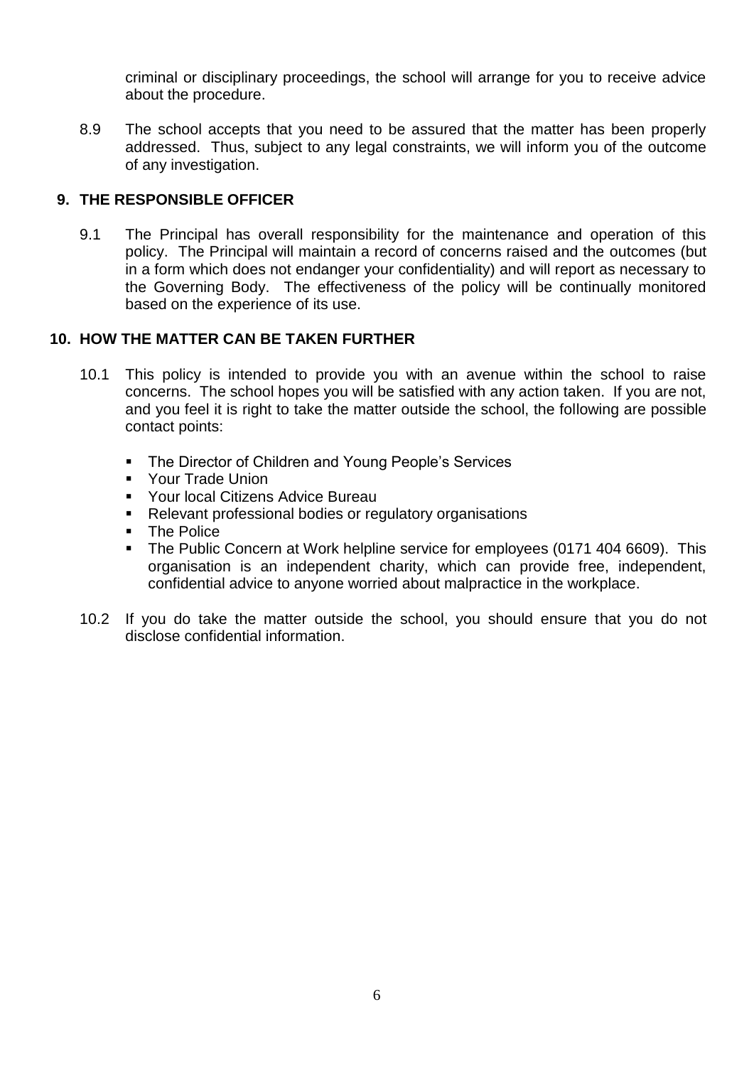criminal or disciplinary proceedings, the school will arrange for you to receive advice about the procedure.

8.9 The school accepts that you need to be assured that the matter has been properly addressed. Thus, subject to any legal constraints, we will inform you of the outcome of any investigation.

## 9. THE RESPONSIBLE OFFICER

9.1 The Principal has overall responsibility for the maintenance and operation of this policy. The Principal will maintain a record of concerns raised and the outcomes (but in a form which does not endanger your confidentiality) and will report as necessary to the Governing Body. The effectiveness of the policy will be continually monitored based on the experience of its use.

## 10. HOW THE MATTER CAN BE TAKEN FURTHER

10.1 This policy is intended to provide you with an avenue within the school to raise concerns. The school hopes you will be satisfied with any action taken. If you are not, and you feel it is right to take the matter outside the school, the following are possible contact points:

- The Director of Children and Young People's Services
- Your Trade Union
- Your local Citizens Advice Bureau
- Relevant professional bodies or regulatory organisations
- The Police
- The Public Concern at Work helpline service for employees (0171 404 6609). This organisation is an independent charity, which can provide free, independent, confidential advice to anyone worried about malpractice in the workplace.

10.2 If you do take the matter outside the school, you should ensure that you do not disclose confidential information.